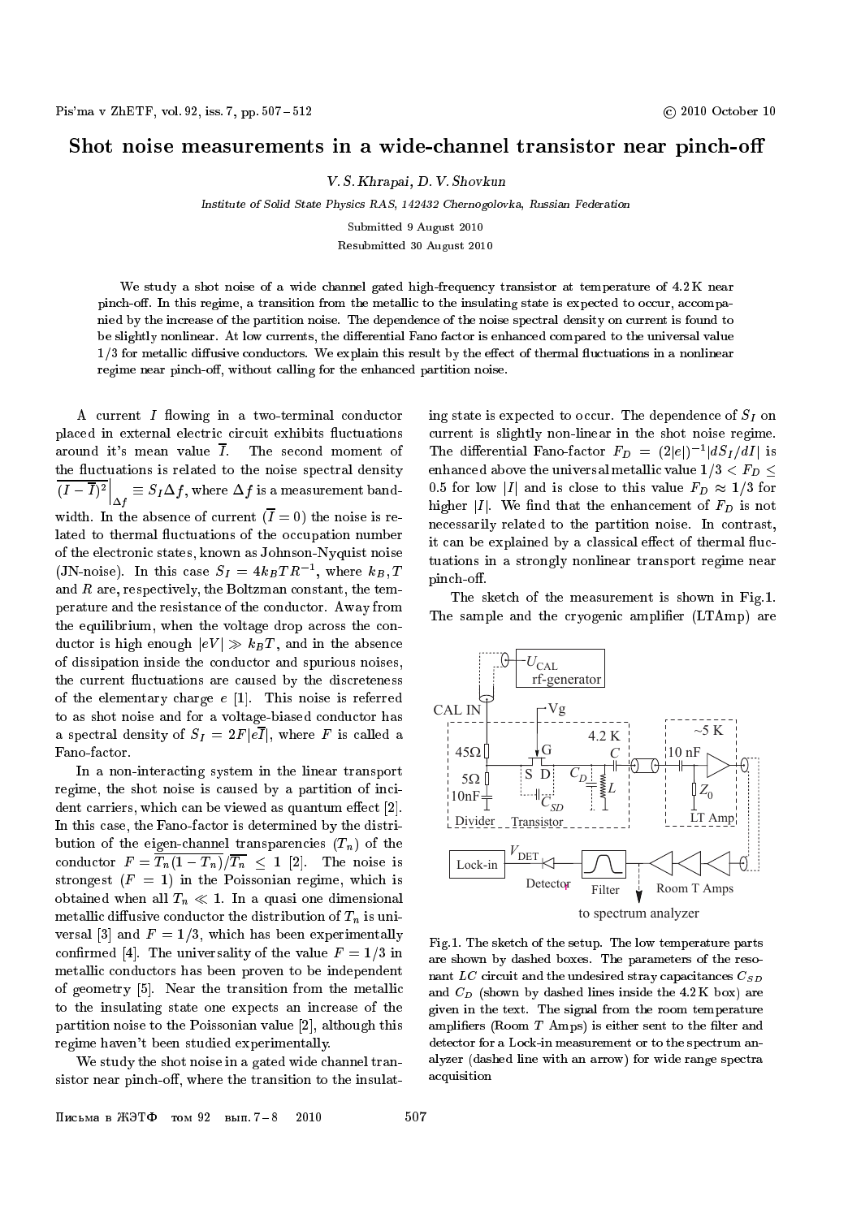# Shot noise measurements in a wide-channel transistor near pinch-off

*V. S. Khrapai, D. V. Shovkun*

*Institute of Solid State Physics RAS, 142432 Chernogolovka, Russian Federation*

Submitted 9 August 2010

Resubmitted 30 August 2010

We study a shot noise of a wide channel gated high-frequency transistor at temperature of 4.2 K near pinch-off. In this regime, a transition from the metallic to the insulating state is expected to occur, accompanied by the increase of the partition noise. The dependence of the noise spectral density on current is found to be slightly nonlinear. At low currents, the differential Fano factor is enhanced compared to the universal value 1/3 for metallic diffusive conductors. We explain this result by the effect of thermal fluctuations in a nonlinear regime near pinch-off, without calling for the enhanced partition noise.

A current $I$ flowing in a two-terminal conductor placed in external electric circuit exhibits fluctuations around it's mean value $\overline{I}$. The second moment of the fluctuations is related to the noise spectral density $\left.\overline{(I-\overline{I})^2}\right|_{\Delta f} \equiv S_I \Delta f$, where $\Delta f$ is a measurement bandwidth. In the absence of current ($\overline{I}=0$) the noise is related to thermal fluctuations of the occupation number of the electronic states, known as Johnson-Nyquist noise (JN-noise). In this case $S_I = 4k_BTR^{-1}$, where $k_B, T$ and $R$ are, respectively, the Boltzman constant, the temperature and the resistance of the conductor. Away from the equilibrium, when the voltage drop across the conductor is high enough $|eV| \gg k_BT$, and in the absence of dissipation inside the conductor and spurious noises, the current fluctuations are caused by the discreteness of the elementary charge $e$ [1]. This noise is referred to as shot noise and for a voltage-biased conductor has a spectral density of $S_I = 2F|e\overline{I}|$, where $F$ is called a Fano-factor.

In a non-interacting system in the linear transport regime, the shot noise is caused by a partition of incident carriers, which can be viewed as quantum effect [2]. In this case, the Fano-factor is determined by the distribution of the eigen-channel transparencies ($T_n$) of the conductor $F = \overline{T_n(1-T_n)}/\overline{T_n} \leq 1$ [2]. The noise is strongest ($F=1$) in the Poissonian regime, which is obtained when all $T_n \ll 1$. In a quasi one dimensional metallic diffusive conductor the distribution of $T_n$ is universal [3] and $F = 1/3$, which has been experimentally confirmed [4]. The universality of the value $F = 1/3$ in metallic conductors has been proven to be independent of geometry [5]. Near the transition from the metallic to the insulating state one expects an increase of the partition noise to the Poissonian value [2], although this regime haven't been studied experimentally.

We study the shot noise in a gated wide channel transistor near pinch-off, where the transition to the insulating state is expected to occur. The dependence of $S_I$ on current is slightly non-linear in the shot noise regime. The differential Fano-factor $F_D = (2|e|)^{-1}|dS_I/dI|$ is enhanced above the universal metallic value $1/3 < F_D \leq 0.5$ for low $|I|$ and is close to this value $F_D \approx 1/3$ for higher $|I|$. We find that the enhancement of $F_D$ is not necessarily related to the partition noise. In contrast, it can be explained by a classical effect of thermal fluctuations in a strongly nonlinear transport regime near pinch-off.

The sketch of the measurement is shown in Fig.1. The sample and the cryogenic amplifier (LTAmp) are

Fig.1. The sketch of the setup. The low temperature parts are shown by dashed boxes. The parameters of the resonant $LC$ circuit and the undesired stray capacitances $C_{SD}$ and $C_D$ (shown by dashed lines inside the 4.2 K box) are given in the text. The signal from the room temperature amplifiers (Room $T$ Amps) is either sent to the filter and detector for a Lock-in measurement or to the spectrum analyzer (dashed line with an arrow) for wide range spectra acquisition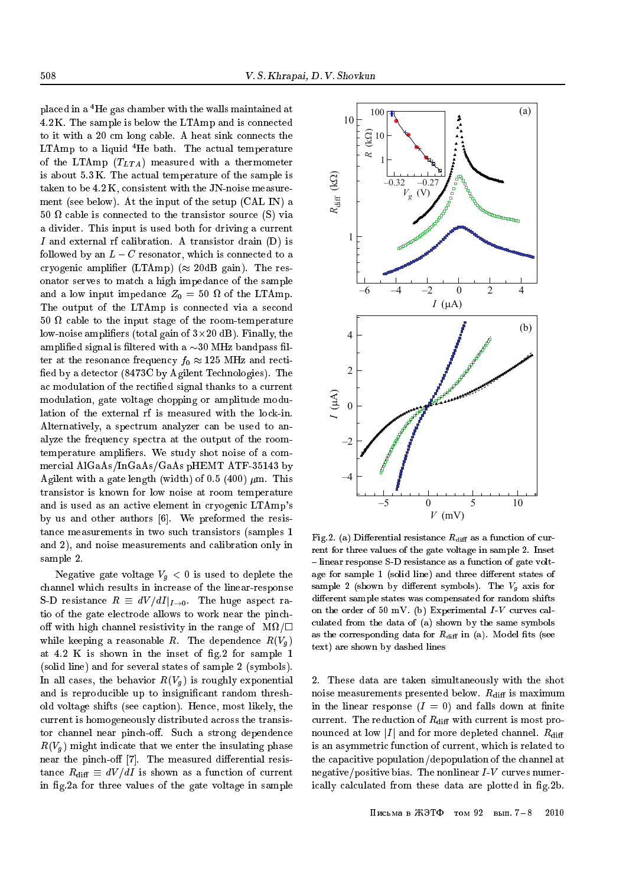placed in a $^4$He gas chamber with the walls maintained at 4.2 K. The sample is below the LTAmp and is connected to it with a 20 cm long cable. A heat sink connects the LTAmp to a liquid $^4$He bath. The actual temperature of the LTAmp ($T_{LTA}$) measured with a thermometer is about 5.3 K. The actual temperature of the sample is taken to be 4.2 K, consistent with the JN-noise measurement (see below). At the input of the setup (CAL IN) a 50 Ω cable is connected to the transistor source (S) via a divider. This input is used both for driving a current $I$ and external rf calibration. A transistor drain (D) is followed by an $L-C$ resonator, which is connected to a cryogenic amplifier (LTAmp) (≈ 20dB gain). The resonator serves to match a high impedance of the sample and a low input impedance $Z_0 = 50$ Ω of the LTAmp. The output of the LTAmp is connected via a second 50 Ω cable to the input stage of the room-temperature low-noise amplifiers (total gain of 3×20 dB). Finally, the amplified signal is filtered with a ∼30 MHz bandpass filter at the resonance frequency $f_0 \approx 125$ MHz and rectified by a detector (8473C by Agilent Technologies). The ac modulation of the rectified signal thanks to a current modulation, gate voltage chopping or amplitude modulation of the external rf is measured with the lock-in. Alternatively, a spectrum analyzer can be used to analyze the frequency spectra at the output of the room-temperature amplifiers. We study shot noise of a commercial AlGaAs/InGaAs/GaAs pHEMT ATF-35143 by Agilent with a gate length (width) of 0.5 (400) μm. This transistor is known for low noise at room temperature and is used as an active element in cryogenic LTAmp's by us and other authors [6]. We preformed the resistance measurements in two such transistors (samples 1 and 2), and noise measurements and calibration only in sample 2.

Negative gate voltage $V_g < 0$ is used to deplete the channel which results in increase of the linear-response S-D resistance $R \equiv dV/dI|_{I\to 0}$. The huge aspect ratio of the gate electrode allows to work near the pinch-off with high channel resistivity in the range of MΩ/□ while keeping a reasonable $R$. The dependence $R(V_g)$ at 4.2 K is shown in the inset of fig.2 for sample 1 (solid line) and for several states of sample 2 (symbols). In all cases, the behavior $R(V_g)$ is roughly exponential and is reproducible up to insignificant random threshold voltage shifts (see caption). Hence, most likely, the current is homogeneously distributed across the transistor channel near pinch-off. Such a strong dependence $R(V_g)$ might indicate that we enter the insulating phase near the pinch-off [7]. The measured differential resistance $R_{\rm diff} \equiv dV/dI$ is shown as a function of current in fig.2a for three values of the gate voltage in sample 2. These data are taken simultaneously with the shot noise measurements presented below. $R_{\rm diff}$ is maximum in the linear response ($I = 0$) and falls down at finite current. The reduction of $R_{\rm diff}$ with current is most pronounced at low $|I|$ and for more depleted channel. $R_{\rm diff}$ is an asymmetric function of current, which is related to the capacitive population/depopulation of the channel at negative/positive bias. The nonlinear $I$-$V$ curves numerically calculated from these data are plotted in fig.2b.

Fig.2. (a) Differential resistance $R_{\rm diff}$ as a function of current for three values of the gate voltage in sample 2. Inset – linear response S-D resistance as a function of gate voltage for sample 1 (solid line) and three different states of sample 2 (shown by different symbols). The $V_g$ axis for different sample states was compensated for random shifts on the order of 50 mV. (b) Experimental $I$-$V$ curves calculated from the data of (a) shown by the same symbols as the corresponding data for $R_{\rm diff}$ in (a). Model fits (see text) are shown by dashed lines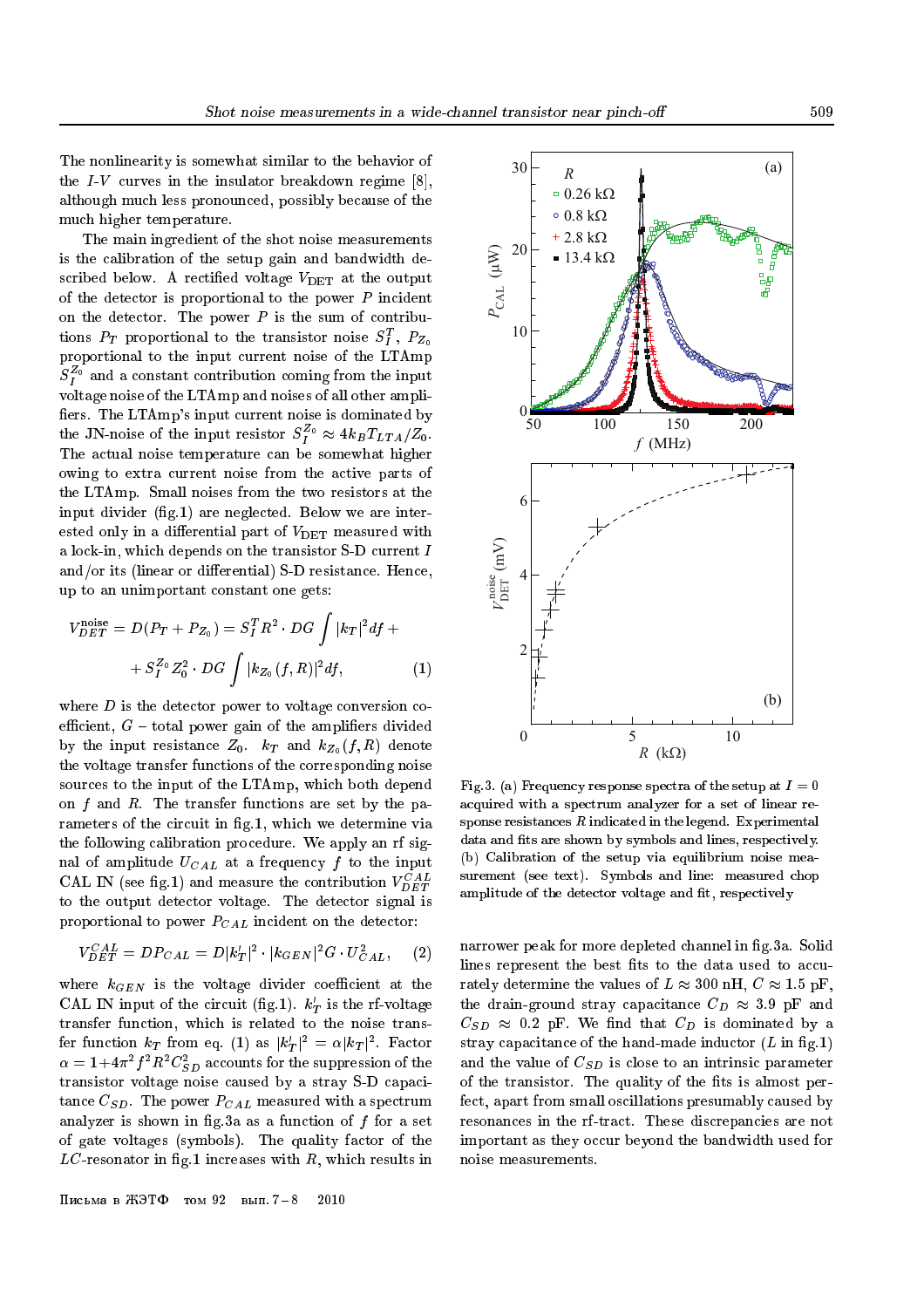The nonlinearity is somewhat similar to the behavior of the $I$-$V$ curves in the insulator breakdown regime [8], although much less pronounced, possibly because of the much higher temperature.

The main ingredient of the shot noise measurements is the calibration of the setup gain and bandwidth described below. A rectified voltage $V_{\rm DET}$ at the output of the detector is proportional to the power $P$ incident on the detector. The power $P$ is the sum of contributions $P_T$ proportional to the transistor noise $S_I^T$, $P_{Z_0}$ proportional to the input current noise of the LTAmp $S_I^{Z_0}$ and a constant contribution coming from the input voltage noise of the LTAmp and noises of all other amplifiers. The LTAmp's input current noise is dominated by the JN-noise of the input resistor $S_I^{Z_0} \approx 4k_BT_{LTA}/Z_0$. The actual noise temperature can be somewhat higher owing to extra current noise from the active parts of the LTAmp. Small noises from the two resistors at the input divider (fig.1) are neglected. Below we are interested only in a differential part of $V_{\rm DET}$ measured with a lock-in, which depends on the transistor S-D current $I$ and/or its (linear or differential) S-D resistance. Hence, up to an unimportant constant one gets:

$$V_{DET}^{\rm noise} = D(P_T + P_{Z_0}) = S_I^T R^2 \cdot DG \int |k_T|^2 df + + S_I^{Z_0} Z_0^2 \cdot DG \int |k_{Z_0}(f,R)|^2 df, \qquad (1)$$

where $D$ is the detector power to voltage conversion coefficient, $G$ – total power gain of the amplifiers divided by the input resistance $Z_0$. $k_T$ and $k_{Z_0}(f,R)$ denote the voltage transfer functions of the corresponding noise sources to the input of the LTAmp, which both depend on $f$ and $R$. The transfer functions are set by the parameters of the circuit in fig.1, which we determine via the following calibration procedure. We apply an rf signal of amplitude $U_{CAL}$ at a frequency $f$ to the input CAL IN (see fig.1) and measure the contribution $V_{DET}^{CAL}$ to the output detector voltage. The detector signal is proportional to power $P_{CAL}$ incident on the detector:

$$V_{DET}^{CAL} = DP_{CAL} = D|k_T^{\prime}|^2 \cdot |k_{GEN}|^2 G \cdot U_{CAL}^2, \qquad (2)$$

where $k_{GEN}$ is the voltage divider coefficient at the CAL IN input of the circuit (fig.1). $k_T^{\prime}$ is the rf-voltage transfer function, which is related to the noise transfer function $k_T$ from eq. (1) as $|k_T^{\prime}|^2 = \alpha|k_T|^2$. Factor $\alpha = 1+4\pi^2 f^2 R^2 C_{SD}^2$ accounts for the suppression of the transistor voltage noise caused by a stray S-D capacitance $C_{SD}$. The power $P_{CAL}$ measured with a spectrum analyzer is shown in fig.3a as a function of $f$ for a set of gate voltages (symbols). The quality factor of the $LC$-resonator in fig.1 increases with $R$, which results in narrower peak for more depleted channel in fig.3a. Solid lines represent the best fits to the data used to accurately determine the values of $L \approx 300$ nH, $C \approx 1.5$ pF, the drain-ground stray capacitance $C_D \approx 3.9$ pF and $C_{SD} \approx 0.2$ pF. We find that $C_D$ is dominated by a stray capacitance of the hand-made inductor ($L$ in fig.1) and the value of $C_{SD}$ is close to an intrinsic parameter of the transistor. The quality of the fits is almost perfect, apart from small oscillations presumably caused by resonances in the rf-tract. These discrepancies are not important as they occur beyond the bandwidth used for noise measurements.

Fig.3. (a) Frequency response spectra of the setup at $I = 0$ acquired with a spectrum analyzer for a set of linear response resistances $R$ indicated in the legend. Experimental data and fits are shown by symbols and lines, respectively. (b) Calibration of the setup via equilibrium noise measurement (see text). Symbols and line: measured chop amplitude of the detector voltage and fit, respectively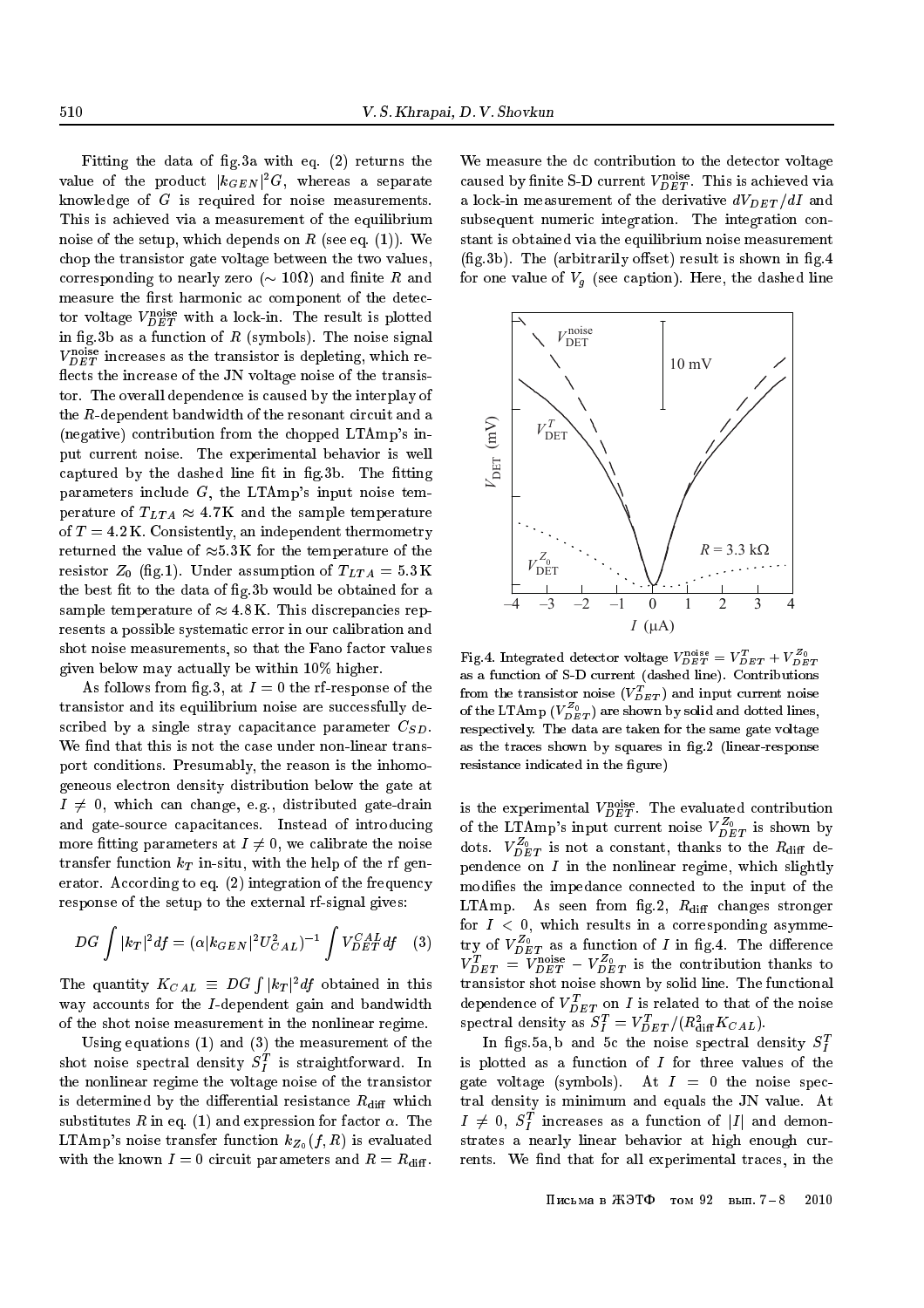Fitting the data of fig.3a with eq. (2) returns the value of the product $|k_{GEN}|^2 G$, whereas a separate knowledge of $G$ is required for noise measurements. This is achieved via a measurement of the equilibrium noise of the setup, which depends on $R$ (see eq. (1)). We chop the transistor gate voltage between the two values, corresponding to nearly zero ($\sim 10\Omega$) and finite $R$ and measure the first harmonic ac component of the detector voltage $V_{DET}^{\rm noise}$ with a lock-in. The result is plotted in fig.3b as a function of $R$ (symbols). The noise signal $V_{DET}^{\rm noise}$ increases as the transistor is depleting, which reflects the increase of the JN voltage noise of the transistor. The overall dependence is caused by the interplay of the $R$-dependent bandwidth of the resonant circuit and a (negative) contribution from the chopped LTAmp's input current noise. The experimental behavior is well captured by the dashed line fit in fig.3b. The fitting parameters include $G$, the LTAmp's input noise temperature of $T_{LTA} \approx 4.7$K and the sample temperature of $T = 4.2$K. Consistently, an independent thermometry returned the value of $\approx$5.3K for the temperature of the resistor $Z_0$ (fig.1). Under assumption of $T_{LTA} = 5.3$K the best fit to the data of fig.3b would be obtained for a sample temperature of $\approx 4.8$K. This discrepancies represents a possible systematic error in our calibration and shot noise measurements, so that the Fano factor values given below may actually be within 10% higher.

As follows from fig.3, at $I = 0$ the rf-response of the transistor and its equilibrium noise are successfully described by a single stray capacitance parameter $C_{SD}$. We find that this is not the case under non-linear transport conditions. Presumably, the reason is the inhomogeneous electron density distribution below the gate at $I \neq 0$, which can change, e.g., distributed gate-drain and gate-source capacitances. Instead of introducing more fitting parameters at $I \neq 0$, we calibrate the noise transfer function $k_T$ in-situ, with the help of the rf generator. According to eq. (2) integration of the frequency response of the setup to the external rf-signal gives:

$$DG \int |k_T|^2 df = (\alpha |k_{GEN}|^2 U_{CAL}^2)^{-1} \int V_{DET}^{CAL} df \quad (3)$$

The quantity $K_{CAL} \equiv DG \int |k_T|^2 df$ obtained in this way accounts for the $I$-dependent gain and bandwidth of the shot noise measurement in the nonlinear regime.

Using equations (1) and (3) the measurement of the shot noise spectral density $S_I^T$ is straightforward. In the nonlinear regime the voltage noise of the transistor is determined by the differential resistance $R_{\rm diff}$ which substitutes $R$ in eq. (1) and expression for factor $\alpha$. The LTAmp's noise transfer function $k_{Z_0}(f, R)$ is evaluated with the known $I = 0$ circuit parameters and $R = R_{\rm diff}$. We measure the dc contribution to the detector voltage caused by finite S-D current $V_{DET}^{\rm noise}$. This is achieved via a lock-in measurement of the derivative $dV_{DET}/dI$ and subsequent numeric integration. The integration constant is obtained via the equilibrium noise measurement (fig.3b). The (arbitrarily offset) result is shown in fig.4 for one value of $V_g$ (see caption). Here, the dashed line is the experimental $V_{DET}^{\rm noise}$. The evaluated contribution of the LTAmp's input current noise $V_{DET}^{Z_0}$ is shown by dots. $V_{DET}^{Z_0}$ is not a constant, thanks to the $R_{\rm diff}$ dependence on $I$ in the nonlinear regime, which slightly modifies the impedance connected to the input of the LTAmp. As seen from fig.2, $R_{\rm diff}$ changes stronger for $I < 0$, which results in a corresponding asymmetry of $V_{DET}^{Z_0}$ as a function of $I$ in fig.4. The difference $V_{DET}^T = V_{DET}^{\rm noise} - V_{DET}^{Z_0}$ is the contribution thanks to transistor shot noise shown by solid line. The functional dependence of $V_{DET}^T$ on $I$ is related to that of the noise spectral density as $S_I^T = V_{DET}^T/(R_{\rm diff}^2 K_{CAL})$.

Fig.4. Integrated detector voltage $V_{DET}^{\rm noise} = V_{DET}^T + V_{DET}^{Z_0}$ as a function of S-D current (dashed line). Contributions from the transistor noise ($V_{DET}^T$) and input current noise of the LTAmp ($V_{DET}^{Z_0}$) are shown by solid and dotted lines, respectively. The data are taken for the same gate voltage as the traces shown by squares in fig.2 (linear-response resistance indicated in the figure)

In figs.5a, b and 5c the noise spectral density $S_I^T$ is plotted as a function of $I$ for three values of the gate voltage (symbols). At $I = 0$ the noise spectral density is minimum and equals the JN value. At $I \neq 0$, $S_I^T$ increases as a function of $|I|$ and demonstrates a nearly linear behavior at high enough currents. We find that for all experimental traces, in the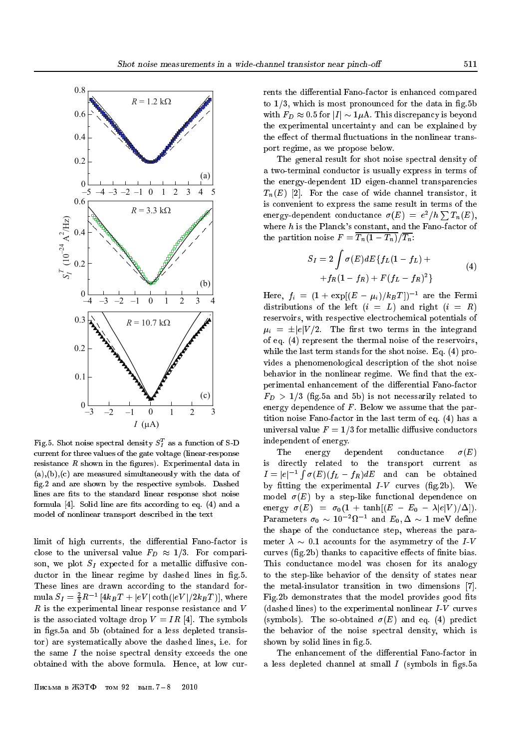Fig.5. Shot noise spectral density $S_I^T$ as a function of S-D current for three values of the gate voltage (linear-response resistance $R$ shown in the figures). Experimental data in (a),(b),(c) are measured simultaneously with the data of fig.2 and are shown by the respective symbols. Dashed lines are fits to the standard linear response shot noise formula [4]. Solid line are fits according to eq. (4) and a model of nonlinear transport described in the text

limit of high currents, the differential Fano-factor is close to the universal value $F_D \approx 1/3$. For comparison, we plot $S_I$ expected for a metallic diffusive conductor in the linear regime by dashed lines in fig.5. These lines are drawn according to the standard formula $S_I = \frac{2}{3}R^{-1}\left[4k_BT + |eV|\coth(|eV|/2k_BT)\right]$, where $R$ is the experimental linear response resistance and $V$ is the associated voltage drop $V = IR$ [4]. The symbols in figs.5a and 5b (obtained for a less depleted transistor) are systematically above the dashed lines, i.e. for the same $I$ the noise spectral density exceeds the one obtained with the above formula. Hence, at low currents the differential Fano-factor is enhanced compared to $1/3$, which is most pronounced for the data in fig.5b with $F_D \approx 0.5$ for $|I| \sim 1\mu$A. This discrepancy is beyond the experimental uncertainty and can be explained by the effect of thermal fluctuations in the nonlinear transport regime, as we propose below.

The general result for shot noise spectral density of a two-terminal conductor is usually express in terms of the energy-dependent 1D eigen-channel transparencies $T_n(E)$ [2]. For the case of wide channel transistor, it is convenient to express the same result in terms of the energy-dependent conductance $\sigma(E) = e^2/h\sum T_n(E)$, where $h$ is the Planck's constant, and the Fano-factor of the partition noise $F = \overline{T_n(1-T_n)}/\overline{T_n}$:

$$S_I = 2\int \sigma(E)dE\{f_L(1-f_L) + \\ + f_R(1-f_R) + F(f_L - f_R)^2\} \tag{4}$$

Here, $f_i = (1+\exp[(E-\mu_i)/k_BT])^{-1}$ are the Fermi distributions of the left ($i = L$) and right ($i = R$) reservoirs, with respective electrochemical potentials of $\mu_i = \pm|e|V/2$. The first two terms in the integrand of eq. (4) represent the thermal noise of the reservoirs, while the last term stands for the shot noise. Eq. (4) provides a phenomenological description of the shot noise behavior in the nonlinear regime. We find that the experimental enhancement of the differential Fano-factor $F_D > 1/3$ (fig.5a and 5b) is not necessarily related to energy dependence of $F$. Below we assume that the partition noise Fano-factor in the last term of eq. (4) has a universal value $F = 1/3$ for metallic diffusive conductors independent of energy.

The energy dependent conductance $\sigma(E)$ is directly related to the transport current as $I = |e|^{-1}\int \sigma(E)(f_L - f_R)dE$ and can be obtained by fitting the experimental $I$-$V$ curves (fig.2b). We model $\sigma(E)$ by a step-like functional dependence on energy $\sigma(E) = \sigma_0(1 + \tanh[(E - E_0 - \lambda|e|V)/\Delta])$. Parameters $\sigma_0 \sim 10^{-2}\Omega^{-1}$ and $E_0, \Delta \sim 1$ meV define the shape of the conductance step, whereas the parameter $\lambda \sim 0.1$ accounts for the asymmetry of the $I$-$V$ curves (fig.2b) thanks to capacitive effects of finite bias. This conductance model was chosen for its analogy to the step-like behavior of the density of states near the metal-insulator transition in two dimensions [7]. Fig.2b demonstrates that the model provides good fits (dashed lines) to the experimental nonlinear $I$-$V$ curves (symbols). The so-obtained $\sigma(E)$ and eq. (4) predict the behavior of the noise spectral density, which is shown by solid lines in fig.5.

The enhancement of the differential Fano-factor in a less depleted channel at small $I$ (symbols in figs.5a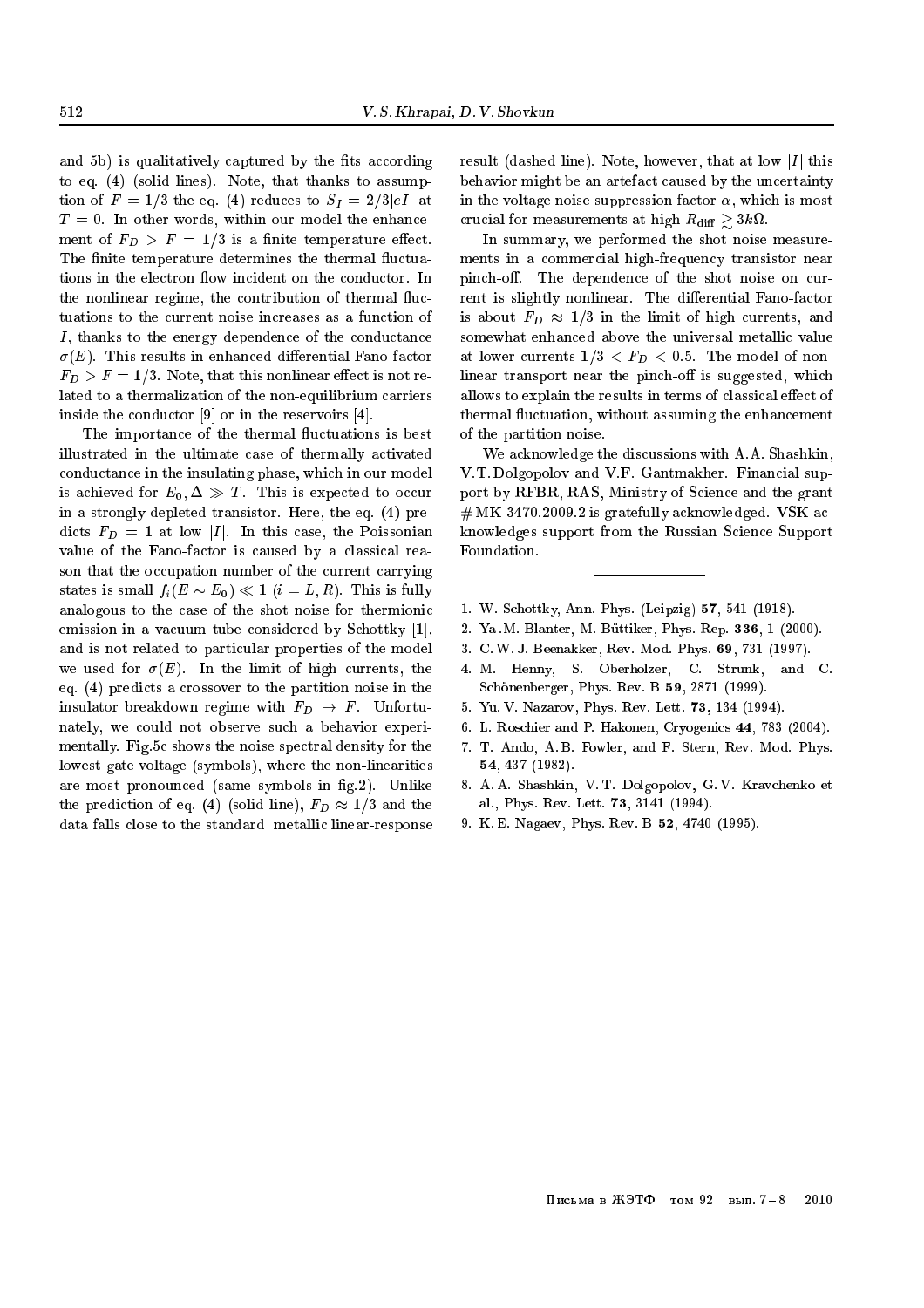and 5b) is qualitatively captured by the fits according to eq. (4) (solid lines). Note, that thanks to assumption of $F = 1/3$ the eq. (4) reduces to $S_I = 2/3|eI|$ at $T = 0$. In other words, within our model the enhancement of $F_D > F = 1/3$ is a finite temperature effect. The finite temperature determines the thermal fluctuations in the electron flow incident on the conductor. In the nonlinear regime, the contribution of thermal fluctuations to the current noise increases as a function of $I$, thanks to the energy dependence of the conductance $\sigma(E)$. This results in enhanced differential Fano-factor $F_D > F = 1/3$. Note, that this nonlinear effect is not related to a thermalization of the non-equilibrium carriers inside the conductor [9] or in the reservoirs [4].

The importance of the thermal fluctuations is best illustrated in the ultimate case of thermally activated conductance in the insulating phase, which in our model is achieved for $E_0, \Delta \gg T$. This is expected to occur in a strongly depleted transistor. Here, the eq. (4) predicts $F_D = 1$ at low $|I|$. In this case, the Poissonian value of the Fano-factor is caused by a classical reason that the occupation number of the current carrying states is small $f_i(E \sim E_0) \ll 1$ ($i = L, R$). This is fully analogous to the case of the shot noise for thermionic emission in a vacuum tube considered by Schottky [1], and is not related to particular properties of the model we used for $\sigma(E)$. In the limit of high currents, the eq. (4) predicts a crossover to the partition noise in the insulator breakdown regime with $F_D \to F$. Unfortunately, we could not observe such a behavior experimentally. Fig.5c shows the noise spectral density for the lowest gate voltage (symbols), where the non-linearities are most pronounced (same symbols in fig.2). Unlike the prediction of eq. (4) (solid line), $F_D \approx 1/3$ and the data falls close to the standard metallic linear-response result (dashed line). Note, however, that at low $|I|$ this behavior might be an artefact caused by the uncertainty in the voltage noise suppression factor $\alpha$, which is most crucial for measurements at high $R_{\text{diff}} \gtrsim 3k\Omega$.

In summary, we performed the shot noise measurements in a commercial high-frequency transistor near pinch-off. The dependence of the shot noise on current is slightly nonlinear. The differential Fano-factor is about $F_D \approx 1/3$ in the limit of high currents, and somewhat enhanced above the universal metallic value at lower currents $1/3 < F_D < 0.5$. The model of nonlinear transport near the pinch-off is suggested, which allows to explain the results in terms of classical effect of thermal fluctuation, without assuming the enhancement of the partition noise.

We acknowledge the discussions with A.A. Shashkin, V.T. Dolgopolov and V.F. Gantmakher. Financial support by RFBR, RAS, Ministry of Science and the grant #MK-3470.2009.2 is gratefully acknowledged. VSK acknowledges support from the Russian Science Support Foundation.

---

1. W. Schottky, Ann. Phys. (Leipzig) **57**, 541 (1918).
2. Ya.M. Blanter, M. Büttiker, Phys. Rep. **336**, 1 (2000).
3. C.W. J. Beenakker, Rev. Mod. Phys. **69**, 731 (1997).
4. M. Henny, S. Oberholzer, C. Strunk, and C. Schönenberger, Phys. Rev. B **59**, 2871 (1999).
5. Yu. V. Nazarov, Phys. Rev. Lett. **73,** 134 (1994).
6. L. Roschier and P. Hakonen, Cryogenics **44**, 783 (2004).
7. T. Ando, A.B. Fowler, and F. Stern, Rev. Mod. Phys. **54**, 437 (1982).
8. A. A. Shashkin, V. T. Dolgopolov, G. V. Kravchenko et al., Phys. Rev. Lett. **73**, 3141 (1994).
9. K. E. Nagaev, Phys. Rev. B **52**, 4740 (1995).